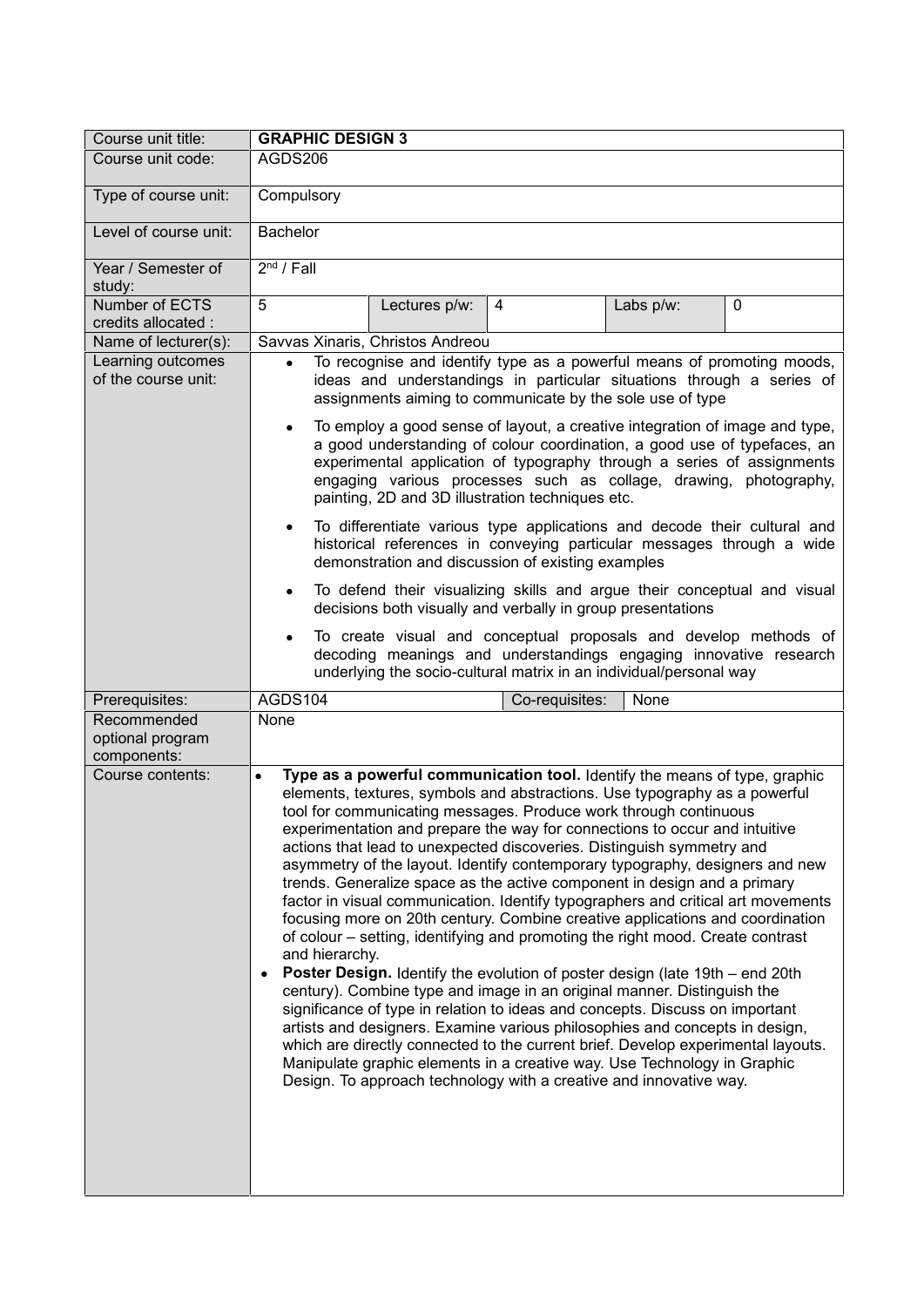| Course unit title: | **GRAPHIC DESIGN 3** | | | | |
|---|---|---|---|---|---|
| Course unit code: | AGDS206 | | | | |
| Type of course unit: | Compulsory | | | | |
| Level of course unit: | Bachelor | | | | |
| Year / Semester of study: | 2nd / Fall | | | | |
| Number of ECTS credits allocated : | 5 | Lectures p/w: | 4 | Labs p/w: | 0 |
| Name of lecturer(s): | Savvas Xinaris, Christos Andreou | | | | |
| Learning outcomes of the course unit: | • To recognise and identify type as a powerful means of promoting moods, ideas and understandings in particular situations through a series of assignments aiming to communicate by the sole use of type<br>• To employ a good sense of layout, a creative integration of image and type, a good understanding of colour coordination, a good use of typefaces, an experimental application of typography through a series of assignments engaging various processes such as collage, drawing, photography, painting, 2D and 3D illustration techniques etc.<br>• To differentiate various type applications and decode their cultural and historical references in conveying particular messages through a wide demonstration and discussion of existing examples<br>• To defend their visualizing skills and argue their conceptual and visual decisions both visually and verbally in group presentations<br>• To create visual and conceptual proposals and develop methods of decoding meanings and understandings engaging innovative research underlying the socio-cultural matrix in an individual/personal way | | | | |
| Prerequisites: | AGDS104 | | Co-requisites: | None | |
| Recommended optional program components: | None | | | | |
| Course contents: | • **Type as a powerful communication tool.** Identify the means of type, graphic elements, textures, symbols and abstractions. Use typography as a powerful tool for communicating messages. Produce work through continuous experimentation and prepare the way for connections to occur and intuitive actions that lead to unexpected discoveries. Distinguish symmetry and asymmetry of the layout. Identify contemporary typography, designers and new trends. Generalize space as the active component in design and a primary factor in visual communication. Identify typographers and critical art movements focusing more on 20th century. Combine creative applications and coordination of colour – setting, identifying and promoting the right mood. Create contrast and hierarchy.<br>• **Poster Design.** Identify the evolution of poster design (late 19th – end 20th century). Combine type and image in an original manner. Distinguish the significance of type in relation to ideas and concepts. Discuss on important artists and designers. Examine various philosophies and concepts in design, which are directly connected to the current brief. Develop experimental layouts. Manipulate graphic elements in a creative way. Use Technology in Graphic Design. To approach technology with a creative and innovative way. | | | | |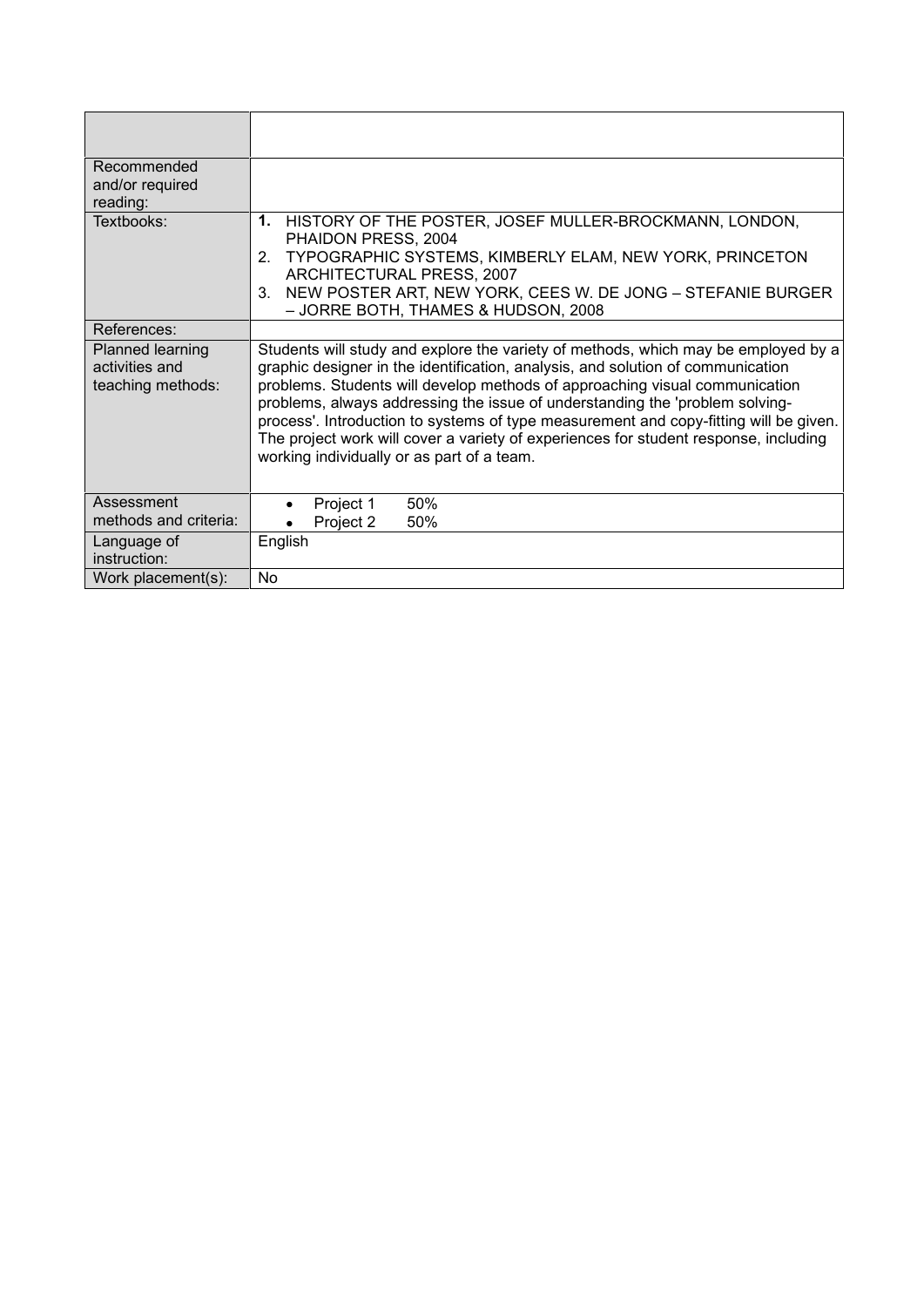| | |
|---|---|
| | |
| Recommended and/or required reading: | |
| Textbooks: | **1.** HISTORY OF THE POSTER, JOSEF MULLER-BROCKMANN, LONDON, PHAIDON PRESS, 2004<br>2. TYPOGRAPHIC SYSTEMS, KIMBERLY ELAM, NEW YORK, PRINCETON ARCHITECTURAL PRESS, 2007<br>3. NEW POSTER ART, NEW YORK, CEES W. DE JONG – STEFANIE BURGER – JORRE BOTH, THAMES & HUDSON, 2008 |
| References: | |
| Planned learning activities and teaching methods: | Students will study and explore the variety of methods, which may be employed by a graphic designer in the identification, analysis, and solution of communication problems. Students will develop methods of approaching visual communication problems, always addressing the issue of understanding the 'problem solving-process'. Introduction to systems of type measurement and copy-fitting will be given. The project work will cover a variety of experiences for student response, including working individually or as part of a team. |
| Assessment methods and criteria: | • Project 1 50%<br>• Project 2 50% |
| Language of instruction: | English |
| Work placement(s): | No |